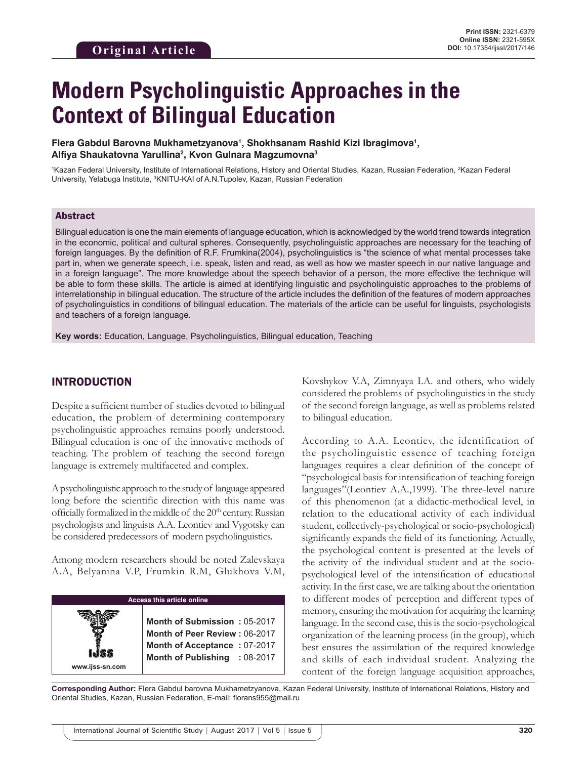Original Article

Print ISSN: 2321-6379
Online ISSN: 2321-595X
DOI: 10.17354/ijssI/2017/146

# Modern Psycholinguistic Approaches in the Context of Bilingual Education

**Flera Gabdul Barovna Mukhametzyanova[1], Shokhsanam Rashid Kizi Ibragimova[1], Alfiya Shaukatovna Yarullina[2], Kvon Gulnara Magzumovna[3]**

[1]Kazan Federal University, Institute of International Relations, History and Oriental Studies, Kazan, Russian Federation, [2]Kazan Federal University, Yelabuga Institute, [3]KNITU-KAI of A.N.Tupolev, Kazan, Russian Federation

## Abstract

Bilingual education is one the main elements of language education, which is acknowledged by the world trend towards integration in the economic, political and cultural spheres. Consequently, psycholinguistic approaches are necessary for the teaching of foreign languages. By the definition of R.F. Frumkina(2004), psycholinguistics is "the science of what mental processes take part in, when we generate speech, i.e. speak, listen and read, as well as how we master speech in our native language and in a foreign language". The more knowledge about the speech behavior of a person, the more effective the technique will be able to form these skills. The article is aimed at identifying linguistic and psycholinguistic approaches to the problems of interrelationship in bilingual education. The structure of the article includes the definition of the features of modern approaches of psycholinguistics in conditions of bilingual education. The materials of the article can be useful for linguists, psychologists and teachers of a foreign language.

**Key words:** Education, Language, Psycholinguistics, Bilingual education, Teaching

## INTRODUCTION

Despite a sufficient number of studies devoted to bilingual education, the problem of determining contemporary psycholinguistic approaches remains poorly understood. Bilingual education is one of the innovative methods of teaching. The problem of teaching the second foreign language is extremely multifaceted and complex.

A psycholinguistic approach to the study of language appeared long before the scientific direction with this name was officially formalized in the middle of the 20th century. Russian psychologists and linguists A.A. Leontiev and Vygotsky can be considered predecessors of modern psycholinguistics.

Among modern researchers should be noted Zalevskaya A.A, Belyanina V.P, Frumkin R.M, Glukhova V.M, Kovshykov V.A, Zimnyaya I.A. and others, who widely considered the problems of psycholinguistics in the study of the second foreign language, as well as problems related to bilingual education.

According to A.A. Leontiev, the identification of the psycholinguistic essence of teaching foreign languages requires a clear definition of the concept of "psychological basis for intensification of teaching foreign languages"(Leontiev A.A.,1999). The three-level nature of this phenomenon (at a didactic-methodical level, in relation to the educational activity of each individual student, collectively-psychological or socio-psychological) significantly expands the field of its functioning. Actually, the psychological content is presented at the levels of the activity of the individual student and at the socio-psychological level of the intensification of educational activity. In the first case, we are talking about the orientation to different modes of perception and different types of memory, ensuring the motivation for acquiring the learning language. In the second case, this is the socio-psychological organization of the learning process (in the group), which best ensures the assimilation of the required knowledge and skills of each individual student. Analyzing the content of the foreign language acquisition approaches,

| Access this article online | |
|---|---|
| www.ijss-sn.com | **Month of Submission :** 05-2017<br>**Month of Peer Review :** 06-2017<br>**Month of Acceptance :** 07-2017<br>**Month of Publishing :** 08-2017 |

**Corresponding Author:** Flera Gabdul barovna Mukhametzyanova, Kazan Federal University, Institute of International Relations, History and Oriental Studies, Kazan, Russian Federation, E-mail: florans955@mail.ru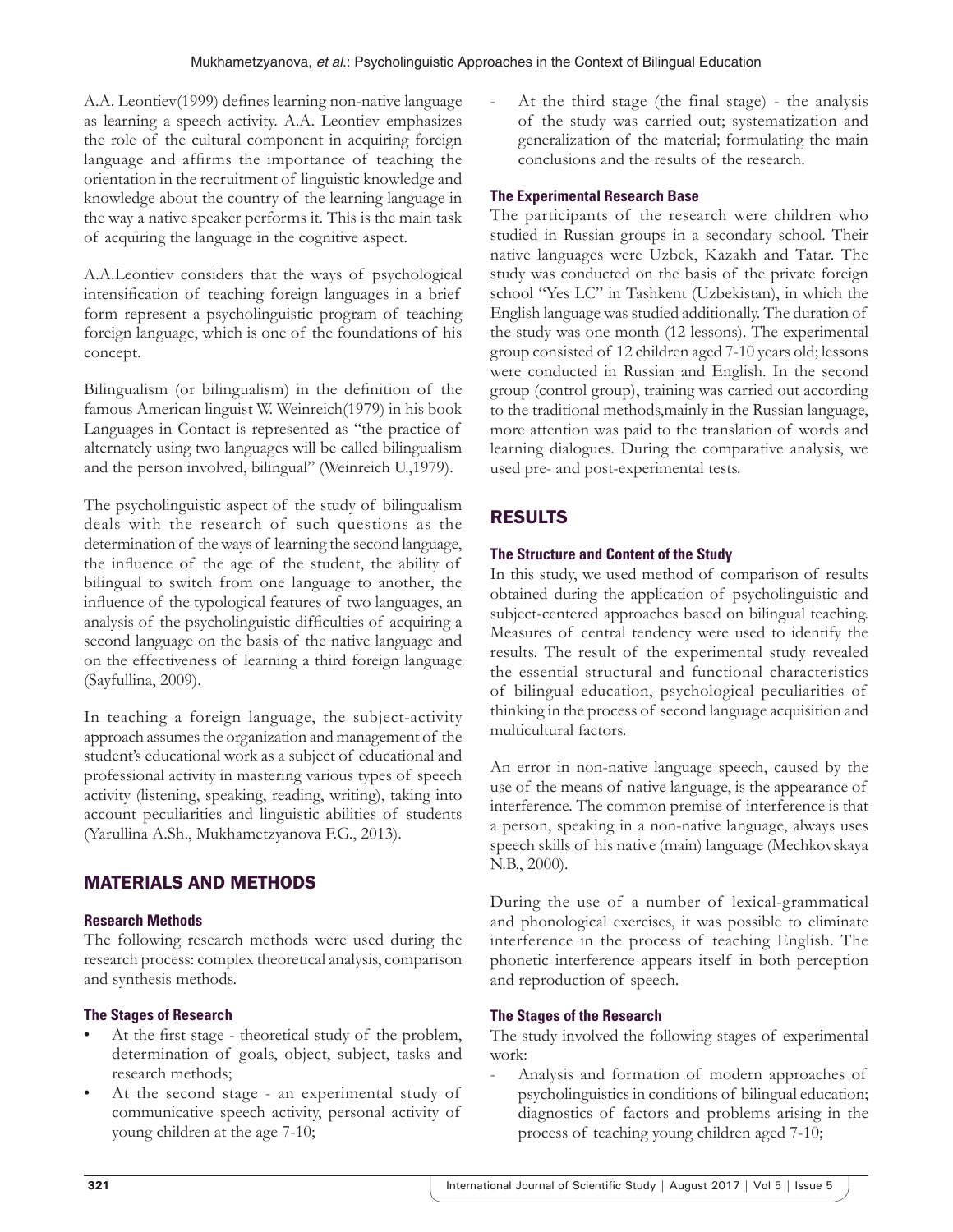A.A. Leontiev(1999) defines learning non-native language as learning a speech activity. A.A. Leontiev emphasizes the role of the cultural component in acquiring foreign language and affirms the importance of teaching the orientation in the recruitment of linguistic knowledge and knowledge about the country of the learning language in the way a native speaker performs it. This is the main task of acquiring the language in the cognitive aspect.

A.A.Leontiev considers that the ways of psychological intensification of teaching foreign languages in a brief form represent a psycholinguistic program of teaching foreign language, which is one of the foundations of his concept.

Bilingualism (or bilingualism) in the definition of the famous American linguist W. Weinreich(1979) in his book Languages in Contact is represented as "the practice of alternately using two languages will be called bilingualism and the person involved, bilingual" (Weinreich U.,1979).

The psycholinguistic aspect of the study of bilingualism deals with the research of such questions as the determination of the ways of learning the second language, the influence of the age of the student, the ability of bilingual to switch from one language to another, the influence of the typological features of two languages, an analysis of the psycholinguistic difficulties of acquiring a second language on the basis of the native language and on the effectiveness of learning a third foreign language (Sayfullina, 2009).

In teaching a foreign language, the subject-activity approach assumes the organization and management of the student's educational work as a subject of educational and professional activity in mastering various types of speech activity (listening, speaking, reading, writing), taking into account peculiarities and linguistic abilities of students (Yarullina A.Sh., Mukhametzyanova F.G., 2013).

## MATERIALS AND METHODS

### Research Methods

The following research methods were used during the research process: complex theoretical analysis, comparison and synthesis methods.

### The Stages of Research

- At the first stage - theoretical study of the problem, determination of goals, object, subject, tasks and research methods;
- At the second stage - an experimental study of communicative speech activity, personal activity of young children at the age 7-10;
- At the third stage (the final stage) - the analysis of the study was carried out; systematization and generalization of the material; formulating the main conclusions and the results of the research.

### The Experimental Research Base

The participants of the research were children who studied in Russian groups in a secondary school. Their native languages were Uzbek, Kazakh and Tatar. The study was conducted on the basis of the private foreign school "Yes LC" in Tashkent (Uzbekistan), in which the English language was studied additionally. The duration of the study was one month (12 lessons). The experimental group consisted of 12 children aged 7-10 years old; lessons were conducted in Russian and English. In the second group (control group), training was carried out according to the traditional methods,mainly in the Russian language, more attention was paid to the translation of words and learning dialogues. During the comparative analysis, we used pre- and post-experimental tests.

## RESULTS

### The Structure and Content of the Study

In this study, we used method of comparison of results obtained during the application of psycholinguistic and subject-centered approaches based on bilingual teaching. Measures of central tendency were used to identify the results. The result of the experimental study revealed the essential structural and functional characteristics of bilingual education, psychological peculiarities of thinking in the process of second language acquisition and multicultural factors.

An error in non-native language speech, caused by the use of the means of native language, is the appearance of interference. The common premise of interference is that a person, speaking in a non-native language, always uses speech skills of his native (main) language (Mechkovskaya N.B., 2000).

During the use of a number of lexical-grammatical and phonological exercises, it was possible to eliminate interference in the process of teaching English. The phonetic interference appears itself in both perception and reproduction of speech.

### The Stages of the Research

The study involved the following stages of experimental work:

- Analysis and formation of modern approaches of psycholinguistics in conditions of bilingual education; diagnostics of factors and problems arising in the process of teaching young children aged 7-10;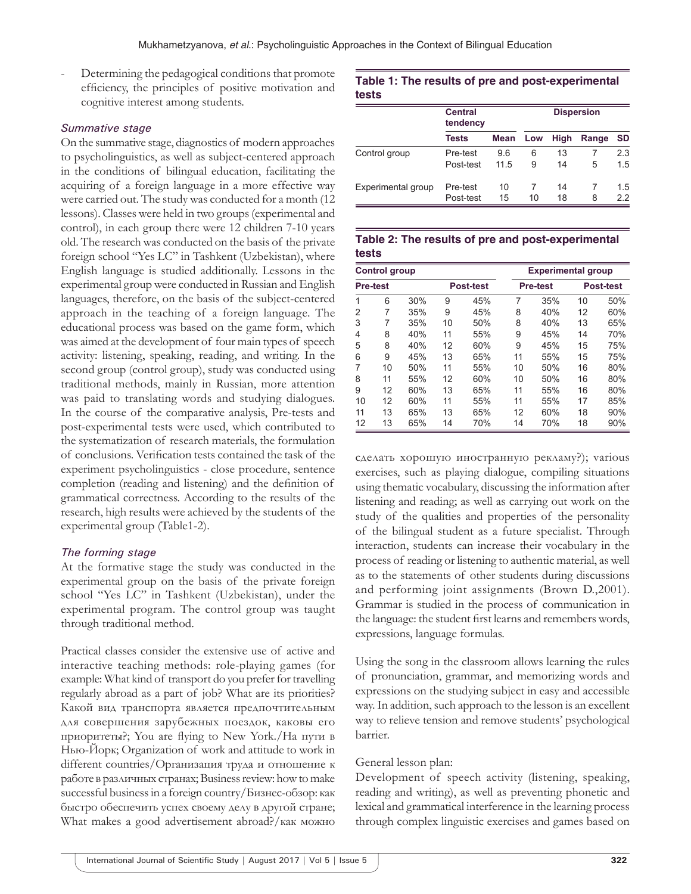- Determining the pedagogical conditions that promote efficiency, the principles of positive motivation and cognitive interest among students.

### *Summative stage*

On the summative stage, diagnostics of modern approaches to psycholinguistics, as well as subject-centered approach in the conditions of bilingual education, facilitating the acquiring of a foreign language in a more effective way were carried out. The study was conducted for a month (12 lessons). Classes were held in two groups (experimental and control), in each group there were 12 children 7-10 years old. The research was conducted on the basis of the private foreign school "Yes LC" in Tashkent (Uzbekistan), where English language is studied additionally. Lessons in the experimental group were conducted in Russian and English languages, therefore, on the basis of the subject-centered approach in the teaching of a foreign language. The educational process was based on the game form, which was aimed at the development of four main types of speech activity: listening, speaking, reading, and writing. In the second group (control group), study was conducted using traditional methods, mainly in Russian, more attention was paid to translating words and studying dialogues. In the course of the comparative analysis, Pre-tests and post-experimental tests were used, which contributed to the systematization of research materials, the formulation of conclusions. Verification tests contained the task of the experiment psycholinguistics - close procedure, sentence completion (reading and listening) and the definition of grammatical correctness. According to the results of the research, high results were achieved by the students of the experimental group (Table1-2).

**Table 1: The results of pre and post-experimental tests**

| | Central tendency | | Dispersion | | | |
|---|---|---|---|---|---|---|
| | **Tests** | **Mean** | **Low** | **High** | **Range** | **SD** |
| Control group | Pre-test | 9.6 | 6 | 13 | 7 | 2.3 |
| | Post-test | 11.5 | 9 | 14 | 5 | 1.5 |
| Experimental group | Pre-test | 10 | 7 | 14 | 7 | 1.5 |
| | Post-test | 15 | 10 | 18 | 8 | 2.2 |

**Table 2: The results of pre and post-experimental tests**

| Control group | | | | | Experimental group | | | |
|---|---|---|---|---|---|---|---|---|
| Pre-test | | | Post-test | | Pre-test | | Post-test | |
| 1 | 6 | 30% | 9 | 45% | 7 | 35% | 10 | 50% |
| 2 | 7 | 35% | 9 | 45% | 8 | 40% | 12 | 60% |
| 3 | 7 | 35% | 10 | 50% | 8 | 40% | 13 | 65% |
| 4 | 8 | 40% | 11 | 55% | 9 | 45% | 14 | 70% |
| 5 | 8 | 40% | 12 | 60% | 9 | 45% | 15 | 75% |
| 6 | 9 | 45% | 13 | 65% | 11 | 55% | 15 | 75% |
| 7 | 10 | 50% | 11 | 55% | 10 | 50% | 16 | 80% |
| 8 | 11 | 55% | 12 | 60% | 10 | 50% | 16 | 80% |
| 9 | 12 | 60% | 13 | 65% | 11 | 55% | 16 | 80% |
| 10 | 12 | 60% | 11 | 55% | 11 | 55% | 17 | 85% |
| 11 | 13 | 65% | 13 | 65% | 12 | 60% | 18 | 90% |
| 12 | 13 | 65% | 14 | 70% | 14 | 70% | 18 | 90% |

### *The forming stage*

At the formative stage the study was conducted in the experimental group on the basis of the private foreign school "Yes LC" in Tashkent (Uzbekistan), under the experimental program. The control group was taught through traditional method.

Practical classes consider the extensive use of active and interactive teaching methods: role-playing games (for example: What kind of transport do you prefer for travelling regularly abroad as a part of job? What are its priorities? Какой вид транспорта является предпочтительным для совершения зарубежных поездок, каковы его приоритеты?; You are flying to New York./На пути в Нью-Йорк; Organization of work and attitude to work in different countries/Организация труда и отношение к работе в различных странах; Business review: how to make successful business in a foreign country/Бизнес-обзор: как быстро обеспечить успех своему делу в другой стране; What makes a good advertisement abroad?/как можно сделать хорошую иностранную рекламу?); various exercises, such as playing dialogue, compiling situations using thematic vocabulary, discussing the information after listening and reading; as well as carrying out work on the study of the qualities and properties of the personality of the bilingual student as a future specialist. Through interaction, students can increase their vocabulary in the process of reading or listening to authentic material, as well as to the statements of other students during discussions and performing joint assignments (Brown D.,2001). Grammar is studied in the process of communication in the language: the student first learns and remembers words, expressions, language formulas.

Using the song in the classroom allows learning the rules of pronunciation, grammar, and memorizing words and expressions on the studying subject in easy and accessible way. In addition, such approach to the lesson is an excellent way to relieve tension and remove students' psychological barrier.

General lesson plan:

Development of speech activity (listening, speaking, reading and writing), as well as preventing phonetic and lexical and grammatical interference in the learning process through complex linguistic exercises and games based on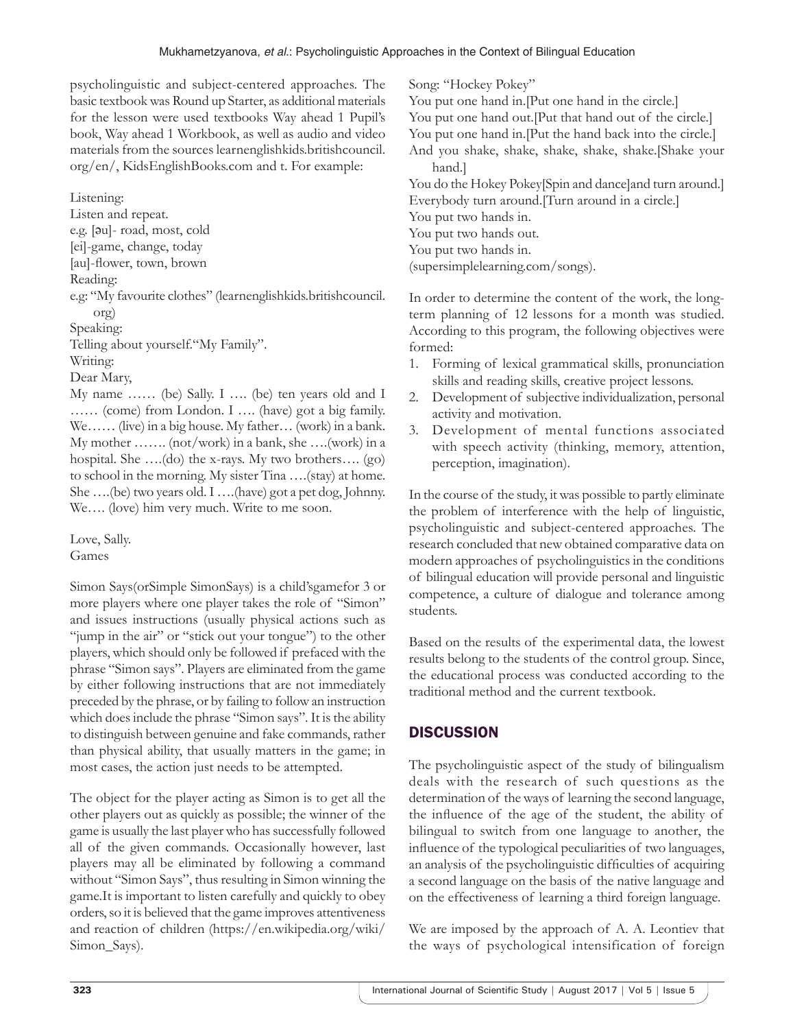psycholinguistic and subject-centered approaches. The basic textbook was Round up Starter, as additional materials for the lesson were used textbooks Way ahead 1 Pupil's book, Way ahead 1 Workbook, as well as audio and video materials from the sources learnenglishkids.britishcouncil.org/en/, KidsEnglishBooks.com and t. For example:

Listening:
Listen and repeat.
e.g. [əu]- road, most, cold
[ei]-game, change, today
[au]-flower, town, brown
Reading:
e.g: "My favourite clothes" (learnenglishkids.britishcouncil.org)
Speaking:
Telling about yourself."My Family".
Writing:
Dear Mary,

My name …… (be) Sally. I …. (be) ten years old and I …… (come) from London. I …. (have) got a big family. We…… (live) in a big house. My father… (work) in a bank. My mother ……. (not/work) in a bank, she ….(work) in a hospital. She ….(do) the x-rays. My two brothers…. (go) to school in the morning. My sister Tina ….(stay) at home. She ….(be) two years old. I ….(have) got a pet dog, Johnny. We…. (love) him very much. Write to me soon.

Love, Sally.
Games

Simon Says(orSimple SimonSays) is a child'sgamefor 3 or more players where one player takes the role of "Simon" and issues instructions (usually physical actions such as "jump in the air" or "stick out your tongue") to the other players, which should only be followed if prefaced with the phrase "Simon says". Players are eliminated from the game by either following instructions that are not immediately preceded by the phrase, or by failing to follow an instruction which does include the phrase "Simon says". It is the ability to distinguish between genuine and fake commands, rather than physical ability, that usually matters in the game; in most cases, the action just needs to be attempted.

The object for the player acting as Simon is to get all the other players out as quickly as possible; the winner of the game is usually the last player who has successfully followed all of the given commands. Occasionally however, last players may all be eliminated by following a command without "Simon Says", thus resulting in Simon winning the game.It is important to listen carefully and quickly to obey orders, so it is believed that the game improves attentiveness and reaction of children (https://en.wikipedia.org/wiki/Simon_Says).

Song: "Hockey Pokey"
You put one hand in.[Put one hand in the circle.]
You put one hand out.[Put that hand out of the circle.]
You put one hand in.[Put the hand back into the circle.]
And you shake, shake, shake, shake, shake.[Shake your hand.]
You do the Hokey Pokey[Spin and dance]and turn around.]
Everybody turn around.[Turn around in a circle.]
You put two hands in.
You put two hands out.
You put two hands in.
(supersimplelearning.com/songs).

In order to determine the content of the work, the long-term planning of 12 lessons for a month was studied. According to this program, the following objectives were formed:

1. Forming of lexical grammatical skills, pronunciation skills and reading skills, creative project lessons.
2. Development of subjective individualization, personal activity and motivation.
3. Development of mental functions associated with speech activity (thinking, memory, attention, perception, imagination).

In the course of the study, it was possible to partly eliminate the problem of interference with the help of linguistic, psycholinguistic and subject-centered approaches. The research concluded that new obtained comparative data on modern approaches of psycholinguistics in the conditions of bilingual education will provide personal and linguistic competence, a culture of dialogue and tolerance among students.

Based on the results of the experimental data, the lowest results belong to the students of the control group. Since, the educational process was conducted according to the traditional method and the current textbook.

## DISCUSSION

The psycholinguistic aspect of the study of bilingualism deals with the research of such questions as the determination of the ways of learning the second language, the influence of the age of the student, the ability of bilingual to switch from one language to another, the influence of the typological peculiarities of two languages, an analysis of the psycholinguistic difficulties of acquiring a second language on the basis of the native language and on the effectiveness of learning a third foreign language.

We are imposed by the approach of A. A. Leontiev that the ways of psychological intensification of foreign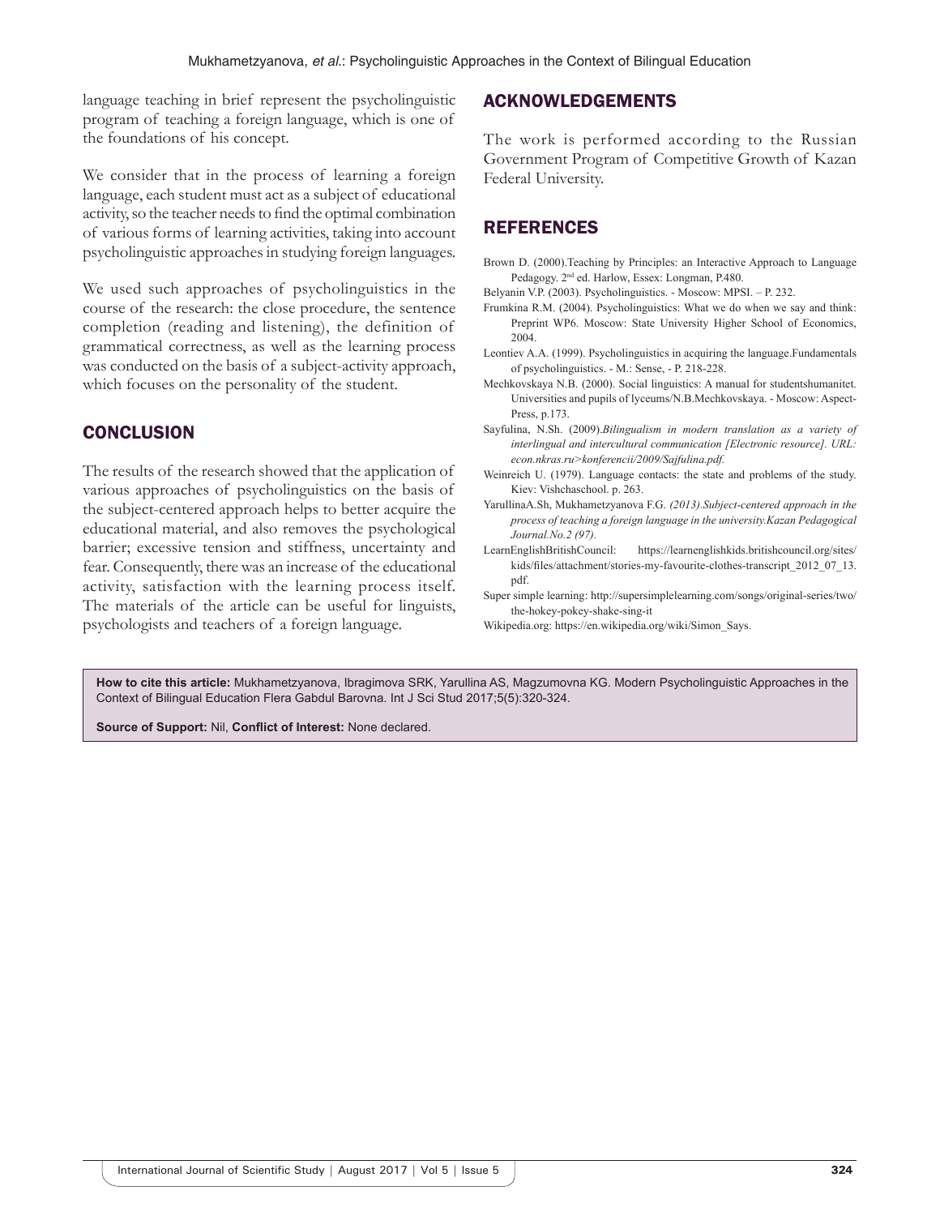language teaching in brief represent the psycholinguistic program of teaching a foreign language, which is one of the foundations of his concept.

We consider that in the process of learning a foreign language, each student must act as a subject of educational activity, so the teacher needs to find the optimal combination of various forms of learning activities, taking into account psycholinguistic approaches in studying foreign languages.

We used such approaches of psycholinguistics in the course of the research: the close procedure, the sentence completion (reading and listening), the definition of grammatical correctness, as well as the learning process was conducted on the basis of a subject-activity approach, which focuses on the personality of the student.

## CONCLUSION

The results of the research showed that the application of various approaches of psycholinguistics on the basis of the subject-centered approach helps to better acquire the educational material, and also removes the psychological barrier; excessive tension and stiffness, uncertainty and fear. Consequently, there was an increase of the educational activity, satisfaction with the learning process itself. The materials of the article can be useful for linguists, psychologists and teachers of a foreign language.

## ACKNOWLEDGEMENTS

The work is performed according to the Russian Government Program of Competitive Growth of Kazan Federal University.

## REFERENCES

Brown D. (2000).Teaching by Principles: an Interactive Approach to Language Pedagogy. 2nd ed. Harlow, Essex: Longman, P.480.

Belyanin V.P. (2003). Psycholinguistics. - Moscow: MPSI. – P. 232.

Frumkina R.M. (2004). Psycholinguistics: What we do when we say and think: Preprint WP6. Moscow: State University Higher School of Economics, 2004.

Leontiev A.A. (1999). Psycholinguistics in acquiring the language.Fundamentals of psycholinguistics. - M.: Sense, - P. 218-228.

Mechkovskaya N.B. (2000). Social linguistics: A manual for studentshumanitet. Universities and pupils of lyceums/N.B.Mechkovskaya. - Moscow: Aspect-Press, p.173.

Sayfulina, N.Sh. (2009).*Bilingualism in modern translation as a variety of interlingual and intercultural communication [Electronic resource]. URL: econ.nkras.ru>konferencii/2009/Sajfulina.pdf.*

Weinreich U. (1979). Language contacts: the state and problems of the study. Kiev: Vishchaschool. p. 263.

YarullinaA.Sh, Mukhametzyanova F.G. *(2013).Subject-centered approach in the process of teaching a foreign language in the university.Kazan Pedagogical Journal.No.2 (97).*

LearnEnglishBritishCouncil: https://learnenglishkids.britishcouncil.org/sites/kids/files/attachment/stories-my-favourite-clothes-transcript_2012_07_13.pdf.

Super simple learning: http://supersimplelearning.com/songs/original-series/two/the-hokey-pokey-shake-sing-it

Wikipedia.org: https://en.wikipedia.org/wiki/Simon_Says.

**How to cite this article:** Mukhametzyanova, Ibragimova SRK, Yarullina AS, Magzumovna KG. Modern Psycholinguistic Approaches in the Context of Bilingual Education Flera Gabdul Barovna. Int J Sci Stud 2017;5(5):320-324.

**Source of Support:** Nil, **Conflict of Interest:** None declared.